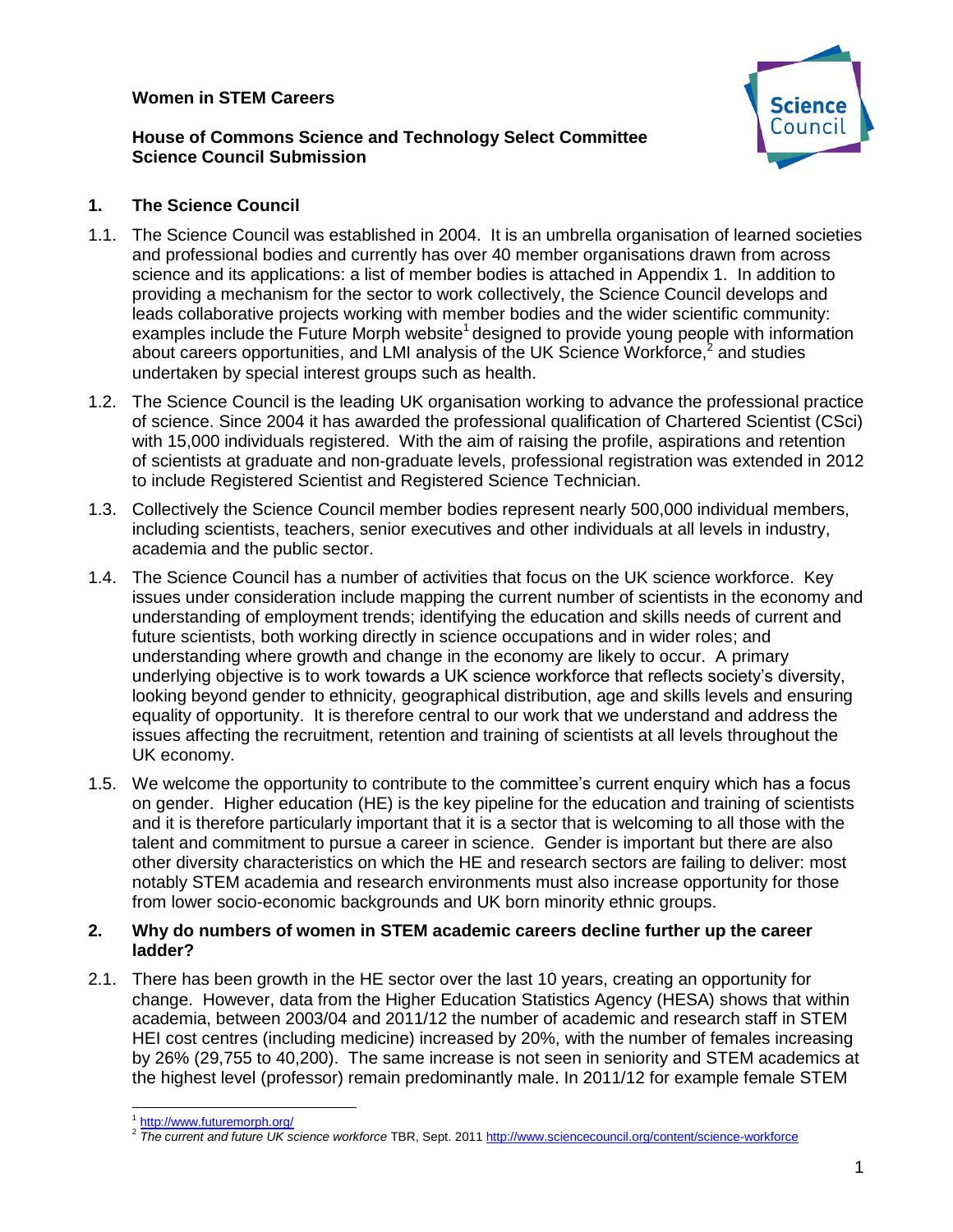**Women in STEM Careers**

**House of Commons Science and Technology Select Committee**
**Science Council Submission**

## 1. The Science Council

1.1. The Science Council was established in 2004. It is an umbrella organisation of learned societies and professional bodies and currently has over 40 member organisations drawn from across science and its applications: a list of member bodies is attached in Appendix 1. In addition to providing a mechanism for the sector to work collectively, the Science Council develops and leads collaborative projects working with member bodies and the wider scientific community: examples include the Future Morph website[1] designed to provide young people with information about careers opportunities, and LMI analysis of the UK Science Workforce,[2] and studies undertaken by special interest groups such as health.

1.2. The Science Council is the leading UK organisation working to advance the professional practice of science. Since 2004 it has awarded the professional qualification of Chartered Scientist (CSci) with 15,000 individuals registered. With the aim of raising the profile, aspirations and retention of scientists at graduate and non-graduate levels, professional registration was extended in 2012 to include Registered Scientist and Registered Science Technician.

1.3. Collectively the Science Council member bodies represent nearly 500,000 individual members, including scientists, teachers, senior executives and other individuals at all levels in industry, academia and the public sector.

1.4. The Science Council has a number of activities that focus on the UK science workforce. Key issues under consideration include mapping the current number of scientists in the economy and understanding of employment trends; identifying the education and skills needs of current and future scientists, both working directly in science occupations and in wider roles; and understanding where growth and change in the economy are likely to occur. A primary underlying objective is to work towards a UK science workforce that reflects society's diversity, looking beyond gender to ethnicity, geographical distribution, age and skills levels and ensuring equality of opportunity. It is therefore central to our work that we understand and address the issues affecting the recruitment, retention and training of scientists at all levels throughout the UK economy.

1.5. We welcome the opportunity to contribute to the committee's current enquiry which has a focus on gender. Higher education (HE) is the key pipeline for the education and training of scientists and it is therefore particularly important that it is a sector that is welcoming to all those with the talent and commitment to pursue a career in science. Gender is important but there are also other diversity characteristics on which the HE and research sectors are failing to deliver: most notably STEM academia and research environments must also increase opportunity for those from lower socio-economic backgrounds and UK born minority ethnic groups.

## 2. Why do numbers of women in STEM academic careers decline further up the career ladder?

2.1. There has been growth in the HE sector over the last 10 years, creating an opportunity for change. However, data from the Higher Education Statistics Agency (HESA) shows that within academia, between 2003/04 and 2011/12 the number of academic and research staff in STEM HEI cost centres (including medicine) increased by 20%, with the number of females increasing by 26% (29,755 to 40,200). The same increase is not seen in seniority and STEM academics at the highest level (professor) remain predominantly male. In 2011/12 for example female STEM

---

[1] http://www.futuremorph.org/

[2] *The current and future UK science workforce* TBR, Sept. 2011 http://www.sciencecouncil.org/content/science-workforce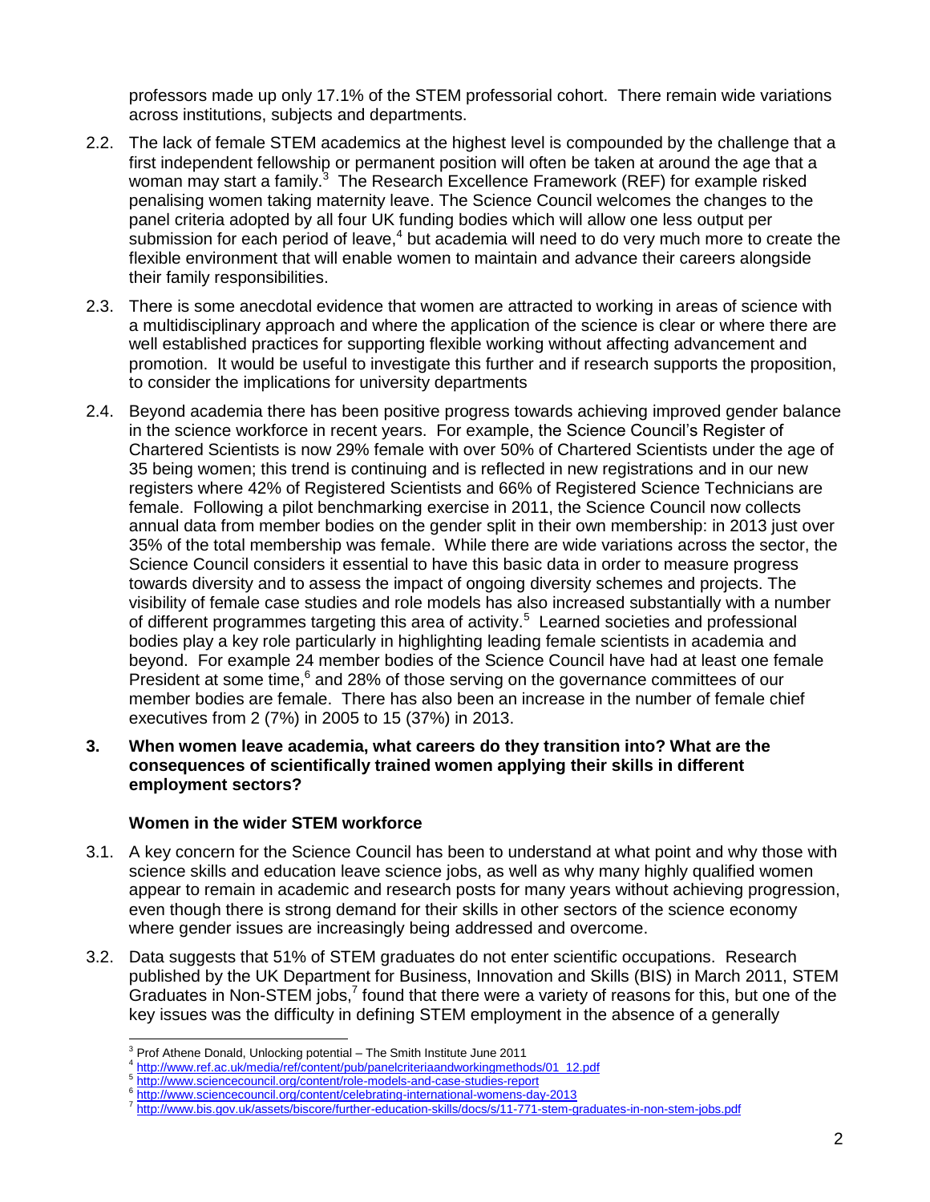professors made up only 17.1% of the STEM professorial cohort. There remain wide variations across institutions, subjects and departments.

2.2. The lack of female STEM academics at the highest level is compounded by the challenge that a first independent fellowship or permanent position will often be taken at around the age that a woman may start a family.[3] The Research Excellence Framework (REF) for example risked penalising women taking maternity leave. The Science Council welcomes the changes to the panel criteria adopted by all four UK funding bodies which will allow one less output per submission for each period of leave,[4] but academia will need to do very much more to create the flexible environment that will enable women to maintain and advance their careers alongside their family responsibilities.

2.3. There is some anecdotal evidence that women are attracted to working in areas of science with a multidisciplinary approach and where the application of the science is clear or where there are well established practices for supporting flexible working without affecting advancement and promotion. It would be useful to investigate this further and if research supports the proposition, to consider the implications for university departments

2.4. Beyond academia there has been positive progress towards achieving improved gender balance in the science workforce in recent years. For example, the Science Council's Register of Chartered Scientists is now 29% female with over 50% of Chartered Scientists under the age of 35 being women; this trend is continuing and is reflected in new registrations and in our new registers where 42% of Registered Scientists and 66% of Registered Science Technicians are female. Following a pilot benchmarking exercise in 2011, the Science Council now collects annual data from member bodies on the gender split in their own membership: in 2013 just over 35% of the total membership was female. While there are wide variations across the sector, the Science Council considers it essential to have this basic data in order to measure progress towards diversity and to assess the impact of ongoing diversity schemes and projects. The visibility of female case studies and role models has also increased substantially with a number of different programmes targeting this area of activity.[5] Learned societies and professional bodies play a key role particularly in highlighting leading female scientists in academia and beyond. For example 24 member bodies of the Science Council have had at least one female President at some time,[6] and 28% of those serving on the governance committees of our member bodies are female. There has also been an increase in the number of female chief executives from 2 (7%) in 2005 to 15 (37%) in 2013.

**3. When women leave academia, what careers do they transition into? What are the consequences of scientifically trained women applying their skills in different employment sectors?**

**Women in the wider STEM workforce**

3.1. A key concern for the Science Council has been to understand at what point and why those with science skills and education leave science jobs, as well as why many highly qualified women appear to remain in academic and research posts for many years without achieving progression, even though there is strong demand for their skills in other sectors of the science economy where gender issues are increasingly being addressed and overcome.

3.2. Data suggests that 51% of STEM graduates do not enter scientific occupations. Research published by the UK Department for Business, Innovation and Skills (BIS) in March 2011, STEM Graduates in Non-STEM jobs,[7] found that there were a variety of reasons for this, but one of the key issues was the difficulty in defining STEM employment in the absence of a generally

---

[3] Prof Athene Donald, Unlocking potential – The Smith Institute June 2011

[4] http://www.ref.ac.uk/media/ref/content/pub/panelcriteriaandworkingmethods/01_12.pdf

[5] http://www.sciencecouncil.org/content/role-models-and-case-studies-report

[6] http://www.sciencecouncil.org/content/celebrating-international-womens-day-2013

[7] http://www.bis.gov.uk/assets/biscore/further-education-skills/docs/s/11-771-stem-graduates-in-non-stem-jobs.pdf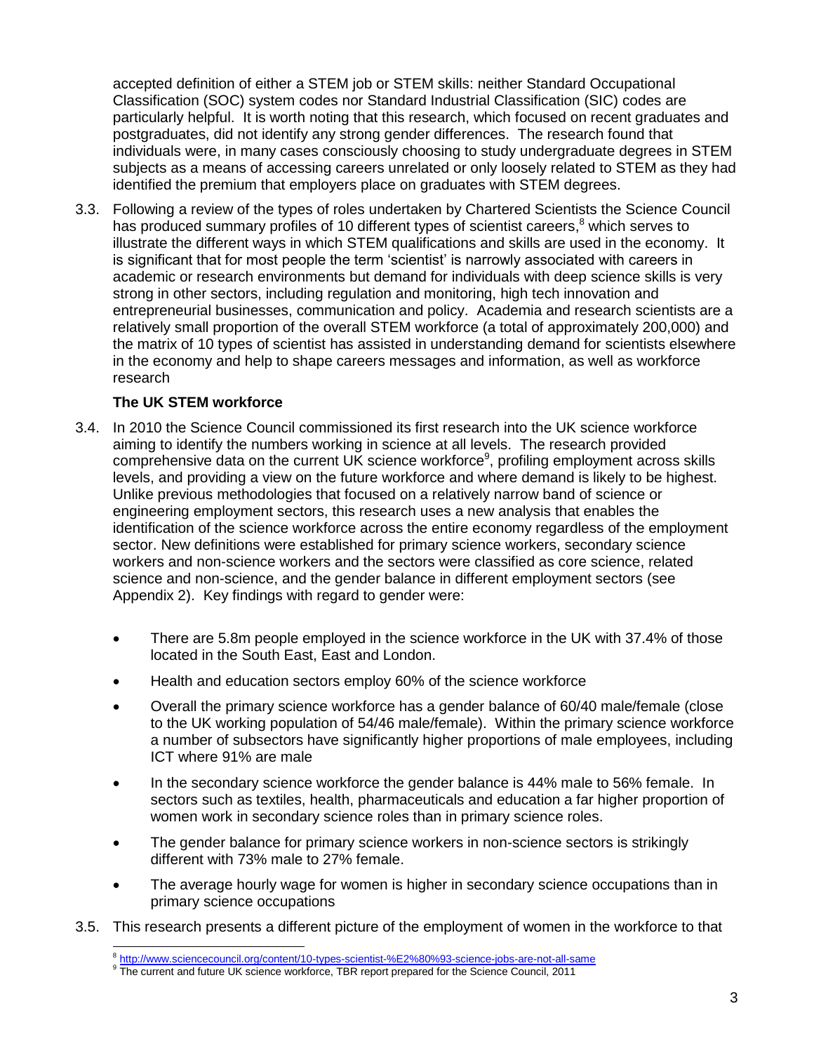accepted definition of either a STEM job or STEM skills: neither Standard Occupational Classification (SOC) system codes nor Standard Industrial Classification (SIC) codes are particularly helpful. It is worth noting that this research, which focused on recent graduates and postgraduates, did not identify any strong gender differences. The research found that individuals were, in many cases consciously choosing to study undergraduate degrees in STEM subjects as a means of accessing careers unrelated or only loosely related to STEM as they had identified the premium that employers place on graduates with STEM degrees.

3.3. Following a review of the types of roles undertaken by Chartered Scientists the Science Council has produced summary profiles of 10 different types of scientist careers,[8] which serves to illustrate the different ways in which STEM qualifications and skills are used in the economy. It is significant that for most people the term 'scientist' is narrowly associated with careers in academic or research environments but demand for individuals with deep science skills is very strong in other sectors, including regulation and monitoring, high tech innovation and entrepreneurial businesses, communication and policy. Academia and research scientists are a relatively small proportion of the overall STEM workforce (a total of approximately 200,000) and the matrix of 10 types of scientist has assisted in understanding demand for scientists elsewhere in the economy and help to shape careers messages and information, as well as workforce research

**The UK STEM workforce**

3.4. In 2010 the Science Council commissioned its first research into the UK science workforce aiming to identify the numbers working in science at all levels. The research provided comprehensive data on the current UK science workforce[9], profiling employment across skills levels, and providing a view on the future workforce and where demand is likely to be highest. Unlike previous methodologies that focused on a relatively narrow band of science or engineering employment sectors, this research uses a new analysis that enables the identification of the science workforce across the entire economy regardless of the employment sector. New definitions were established for primary science workers, secondary science workers and non-science workers and the sectors were classified as core science, related science and non-science, and the gender balance in different employment sectors (see Appendix 2). Key findings with regard to gender were:

- There are 5.8m people employed in the science workforce in the UK with 37.4% of those located in the South East, East and London.
- Health and education sectors employ 60% of the science workforce
- Overall the primary science workforce has a gender balance of 60/40 male/female (close to the UK working population of 54/46 male/female). Within the primary science workforce a number of subsectors have significantly higher proportions of male employees, including ICT where 91% are male
- In the secondary science workforce the gender balance is 44% male to 56% female. In sectors such as textiles, health, pharmaceuticals and education a far higher proportion of women work in secondary science roles than in primary science roles.
- The gender balance for primary science workers in non-science sectors is strikingly different with 73% male to 27% female.
- The average hourly wage for women is higher in secondary science occupations than in primary science occupations

3.5. This research presents a different picture of the employment of women in the workforce to that

[8] http://www.sciencecouncil.org/content/10-types-scientist-%E2%80%93-science-jobs-are-not-all-same

[9] The current and future UK science workforce, TBR report prepared for the Science Council, 2011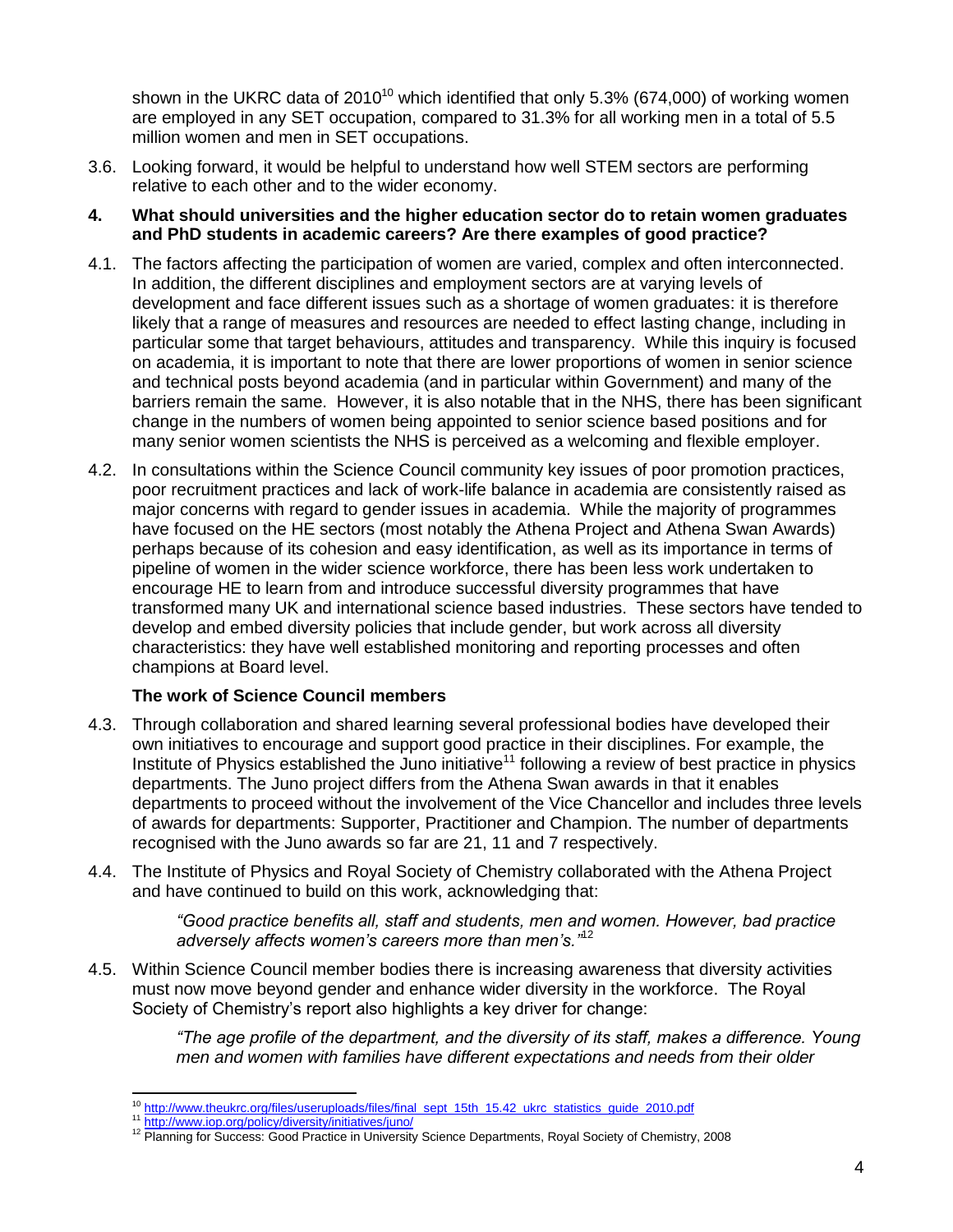shown in the UKRC data of 2010[10] which identified that only 5.3% (674,000) of working women are employed in any SET occupation, compared to 31.3% for all working men in a total of 5.5 million women and men in SET occupations.

3.6. Looking forward, it would be helpful to understand how well STEM sectors are performing relative to each other and to the wider economy.

**4. What should universities and the higher education sector do to retain women graduates and PhD students in academic careers? Are there examples of good practice?**

4.1. The factors affecting the participation of women are varied, complex and often interconnected. In addition, the different disciplines and employment sectors are at varying levels of development and face different issues such as a shortage of women graduates: it is therefore likely that a range of measures and resources are needed to effect lasting change, including in particular some that target behaviours, attitudes and transparency. While this inquiry is focused on academia, it is important to note that there are lower proportions of women in senior science and technical posts beyond academia (and in particular within Government) and many of the barriers remain the same. However, it is also notable that in the NHS, there has been significant change in the numbers of women being appointed to senior science based positions and for many senior women scientists the NHS is perceived as a welcoming and flexible employer.

4.2. In consultations within the Science Council community key issues of poor promotion practices, poor recruitment practices and lack of work-life balance in academia are consistently raised as major concerns with regard to gender issues in academia. While the majority of programmes have focused on the HE sectors (most notably the Athena Project and Athena Swan Awards) perhaps because of its cohesion and easy identification, as well as its importance in terms of pipeline of women in the wider science workforce, there has been less work undertaken to encourage HE to learn from and introduce successful diversity programmes that have transformed many UK and international science based industries. These sectors have tended to develop and embed diversity policies that include gender, but work across all diversity characteristics: they have well established monitoring and reporting processes and often champions at Board level.

**The work of Science Council members**

4.3. Through collaboration and shared learning several professional bodies have developed their own initiatives to encourage and support good practice in their disciplines. For example, the Institute of Physics established the Juno initiative[11] following a review of best practice in physics departments. The Juno project differs from the Athena Swan awards in that it enables departments to proceed without the involvement of the Vice Chancellor and includes three levels of awards for departments: Supporter, Practitioner and Champion. The number of departments recognised with the Juno awards so far are 21, 11 and 7 respectively.

4.4. The Institute of Physics and Royal Society of Chemistry collaborated with the Athena Project and have continued to build on this work, acknowledging that:

> *"Good practice benefits all, staff and students, men and women. However, bad practice adversely affects women's careers more than men's."*[12]

4.5. Within Science Council member bodies there is increasing awareness that diversity activities must now move beyond gender and enhance wider diversity in the workforce. The Royal Society of Chemistry's report also highlights a key driver for change:

> *"The age profile of the department, and the diversity of its staff, makes a difference. Young men and women with families have different expectations and needs from their older*

---

[10] http://www.theukrc.org/files/useruploads/files/final_sept_15th_15.42_ukrc_statistics_guide_2010.pdf

[11] http://www.iop.org/policy/diversity/initiatives/juno/

[12] Planning for Success: Good Practice in University Science Departments, Royal Society of Chemistry, 2008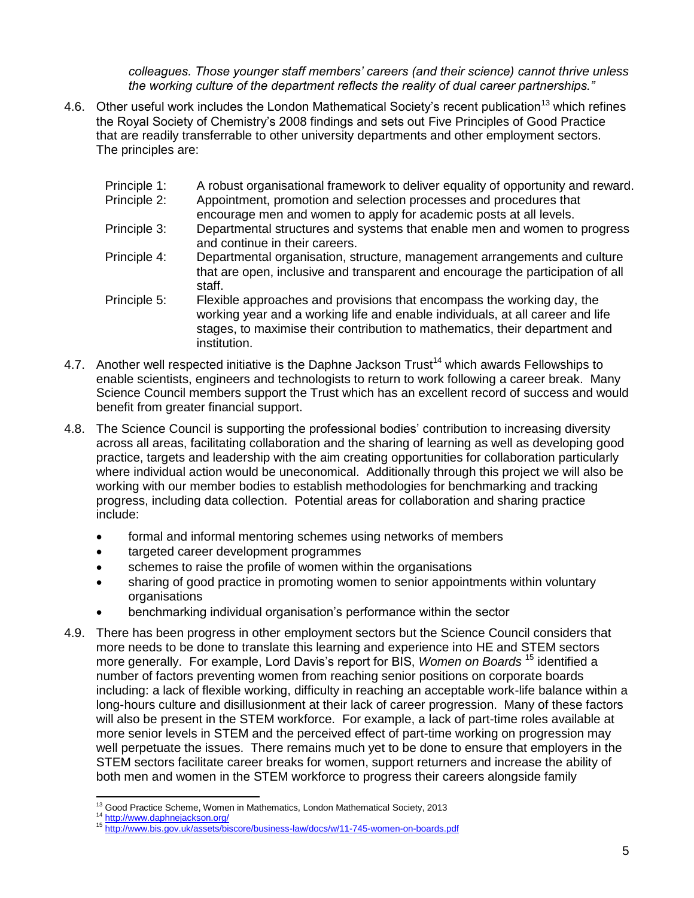*colleagues. Those younger staff members' careers (and their science) cannot thrive unless the working culture of the department reflects the reality of dual career partnerships."*

4.6. Other useful work includes the London Mathematical Society's recent publication[13] which refines the Royal Society of Chemistry's 2008 findings and sets out Five Principles of Good Practice that are readily transferrable to other university departments and other employment sectors. The principles are:

| | |
|---|---|
| Principle 1: | A robust organisational framework to deliver equality of opportunity and reward. |
| Principle 2: | Appointment, promotion and selection processes and procedures that encourage men and women to apply for academic posts at all levels. |
| Principle 3: | Departmental structures and systems that enable men and women to progress and continue in their careers. |
| Principle 4: | Departmental organisation, structure, management arrangements and culture that are open, inclusive and transparent and encourage the participation of all staff. |
| Principle 5: | Flexible approaches and provisions that encompass the working day, the working year and a working life and enable individuals, at all career and life stages, to maximise their contribution to mathematics, their department and institution. |

4.7. Another well respected initiative is the Daphne Jackson Trust[14] which awards Fellowships to enable scientists, engineers and technologists to return to work following a career break. Many Science Council members support the Trust which has an excellent record of success and would benefit from greater financial support.

4.8. The Science Council is supporting the professional bodies' contribution to increasing diversity across all areas, facilitating collaboration and the sharing of learning as well as developing good practice, targets and leadership with the aim creating opportunities for collaboration particularly where individual action would be uneconomical. Additionally through this project we will also be working with our member bodies to establish methodologies for benchmarking and tracking progress, including data collection. Potential areas for collaboration and sharing practice include:

- formal and informal mentoring schemes using networks of members
- targeted career development programmes
- schemes to raise the profile of women within the organisations
- sharing of good practice in promoting women to senior appointments within voluntary organisations
- benchmarking individual organisation's performance within the sector

4.9. There has been progress in other employment sectors but the Science Council considers that more needs to be done to translate this learning and experience into HE and STEM sectors more generally. For example, Lord Davis's report for BIS, *Women on Boards* [15] identified a number of factors preventing women from reaching senior positions on corporate boards including: a lack of flexible working, difficulty in reaching an acceptable work-life balance within a long-hours culture and disillusionment at their lack of career progression. Many of these factors will also be present in the STEM workforce. For example, a lack of part-time roles available at more senior levels in STEM and the perceived effect of part-time working on progression may well perpetuate the issues. There remains much yet to be done to ensure that employers in the STEM sectors facilitate career breaks for women, support returners and increase the ability of both men and women in the STEM workforce to progress their careers alongside family

---

[13] Good Practice Scheme, Women in Mathematics, London Mathematical Society, 2013

[14] http://www.daphnejackson.org/

[15] http://www.bis.gov.uk/assets/biscore/business-law/docs/w/11-745-women-on-boards.pdf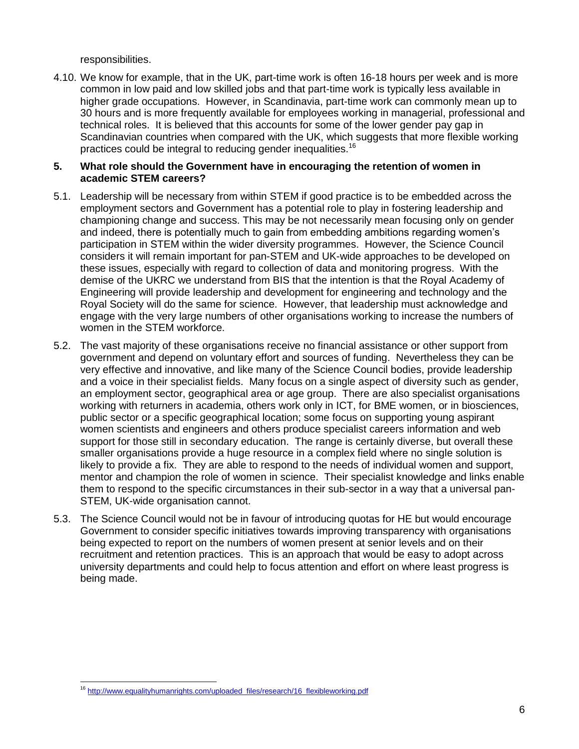responsibilities.

4.10. We know for example, that in the UK, part-time work is often 16-18 hours per week and is more common in low paid and low skilled jobs and that part-time work is typically less available in higher grade occupations. However, in Scandinavia, part-time work can commonly mean up to 30 hours and is more frequently available for employees working in managerial, professional and technical roles. It is believed that this accounts for some of the lower gender pay gap in Scandinavian countries when compared with the UK, which suggests that more flexible working practices could be integral to reducing gender inequalities.[16]

**5. What role should the Government have in encouraging the retention of women in academic STEM careers?**

5.1. Leadership will be necessary from within STEM if good practice is to be embedded across the employment sectors and Government has a potential role to play in fostering leadership and championing change and success. This may be not necessarily mean focusing only on gender and indeed, there is potentially much to gain from embedding ambitions regarding women's participation in STEM within the wider diversity programmes. However, the Science Council considers it will remain important for pan-STEM and UK-wide approaches to be developed on these issues, especially with regard to collection of data and monitoring progress. With the demise of the UKRC we understand from BIS that the intention is that the Royal Academy of Engineering will provide leadership and development for engineering and technology and the Royal Society will do the same for science. However, that leadership must acknowledge and engage with the very large numbers of other organisations working to increase the numbers of women in the STEM workforce.

5.2. The vast majority of these organisations receive no financial assistance or other support from government and depend on voluntary effort and sources of funding. Nevertheless they can be very effective and innovative, and like many of the Science Council bodies, provide leadership and a voice in their specialist fields. Many focus on a single aspect of diversity such as gender, an employment sector, geographical area or age group. There are also specialist organisations working with returners in academia, others work only in ICT, for BME women, or in biosciences, public sector or a specific geographical location; some focus on supporting young aspirant women scientists and engineers and others produce specialist careers information and web support for those still in secondary education. The range is certainly diverse, but overall these smaller organisations provide a huge resource in a complex field where no single solution is likely to provide a fix. They are able to respond to the needs of individual women and support, mentor and champion the role of women in science. Their specialist knowledge and links enable them to respond to the specific circumstances in their sub-sector in a way that a universal pan-STEM, UK-wide organisation cannot.

5.3. The Science Council would not be in favour of introducing quotas for HE but would encourage Government to consider specific initiatives towards improving transparency with organisations being expected to report on the numbers of women present at senior levels and on their recruitment and retention practices. This is an approach that would be easy to adopt across university departments and could help to focus attention and effort on where least progress is being made.

[16] http://www.equalityhumanrights.com/uploaded_files/research/16_flexibleworking.pdf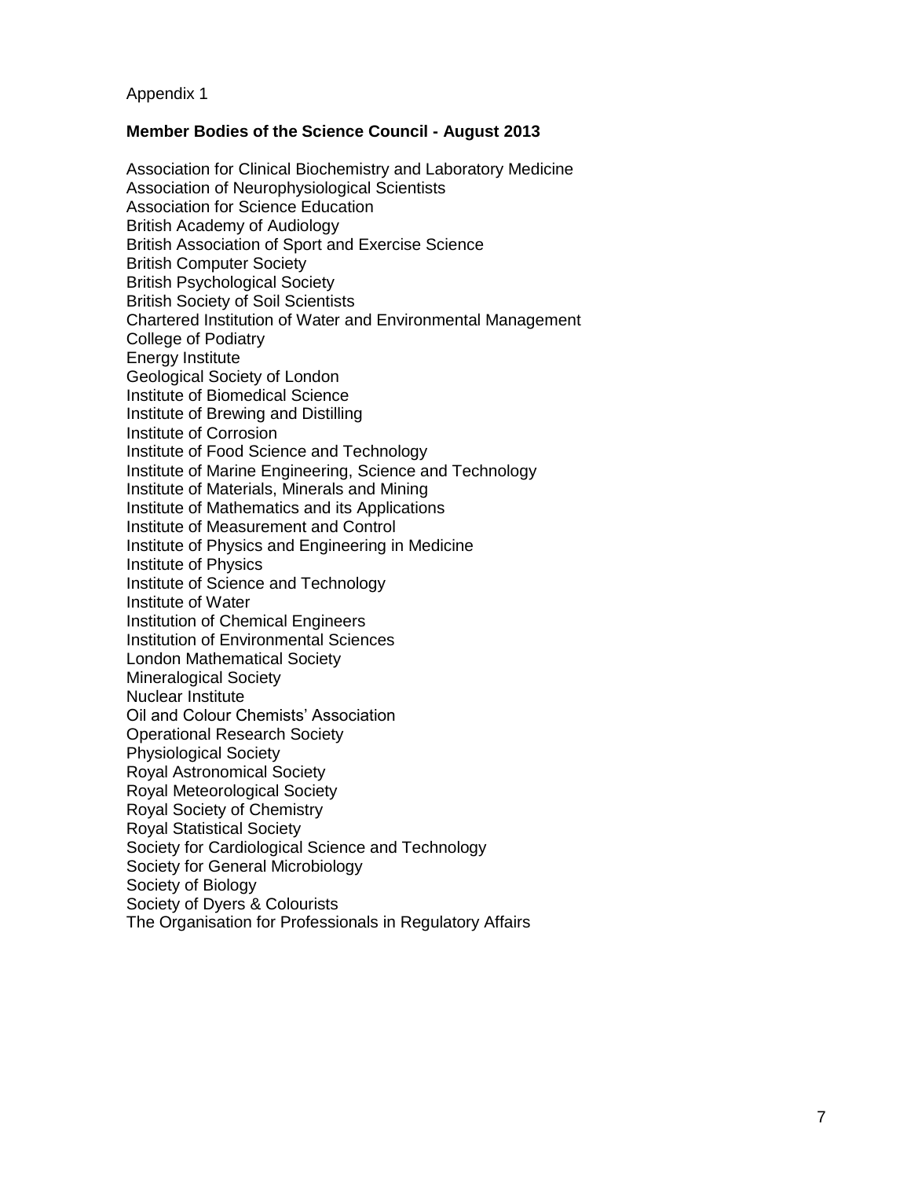Appendix 1

**Member Bodies of the Science Council - August 2013**

Association for Clinical Biochemistry and Laboratory Medicine
Association of Neurophysiological Scientists
Association for Science Education
British Academy of Audiology
British Association of Sport and Exercise Science
British Computer Society
British Psychological Society
British Society of Soil Scientists
Chartered Institution of Water and Environmental Management
College of Podiatry
Energy Institute
Geological Society of London
Institute of Biomedical Science
Institute of Brewing and Distilling
Institute of Corrosion
Institute of Food Science and Technology
Institute of Marine Engineering, Science and Technology
Institute of Materials, Minerals and Mining
Institute of Mathematics and its Applications
Institute of Measurement and Control
Institute of Physics and Engineering in Medicine
Institute of Physics
Institute of Science and Technology
Institute of Water
Institution of Chemical Engineers
Institution of Environmental Sciences
London Mathematical Society
Mineralogical Society
Nuclear Institute
Oil and Colour Chemists' Association
Operational Research Society
Physiological Society
Royal Astronomical Society
Royal Meteorological Society
Royal Society of Chemistry
Royal Statistical Society
Society for Cardiological Science and Technology
Society for General Microbiology
Society of Biology
Society of Dyers & Colourists
The Organisation for Professionals in Regulatory Affairs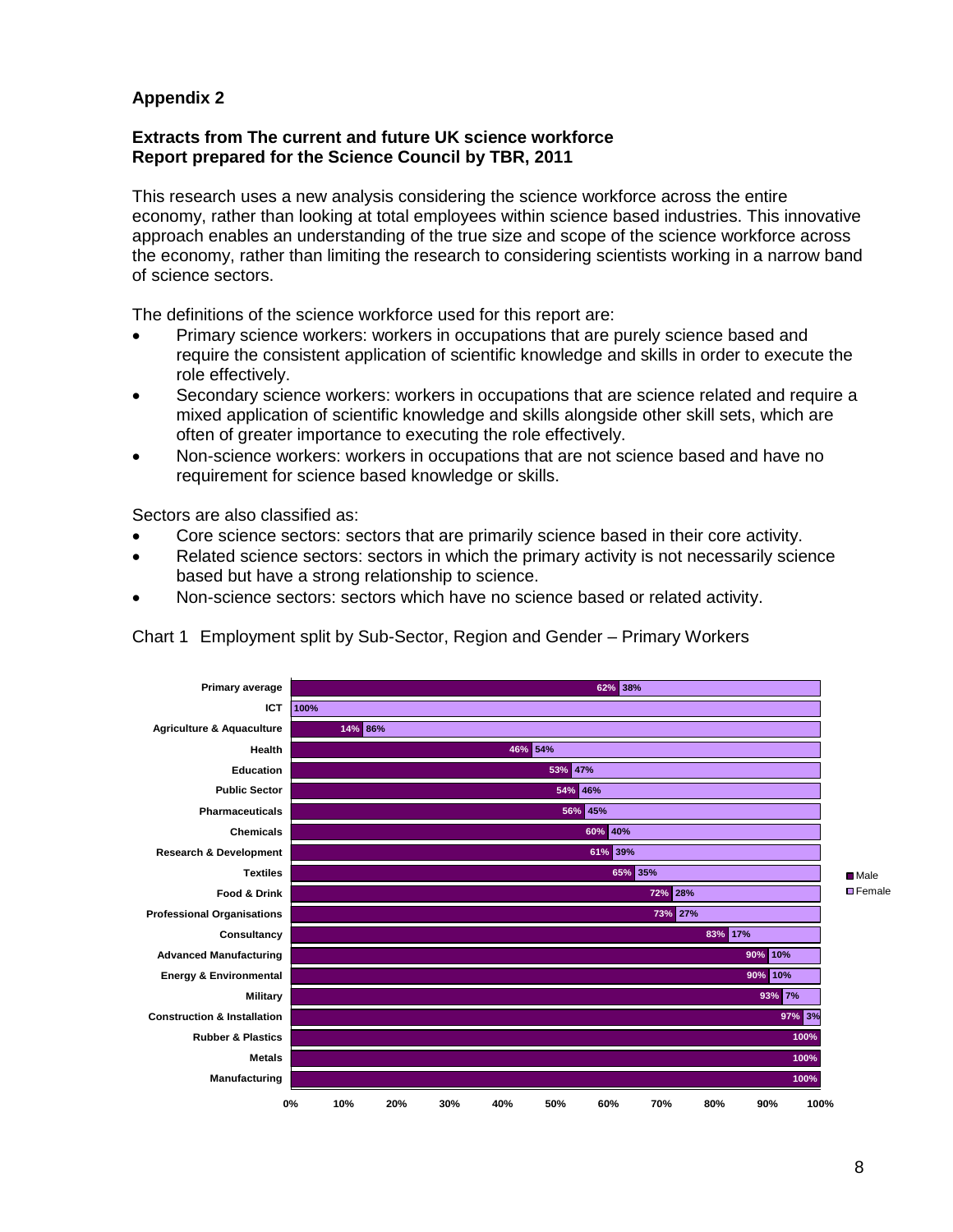## Appendix 2

**Extracts from The current and future UK science workforce**
**Report prepared for the Science Council by TBR, 2011**

This research uses a new analysis considering the science workforce across the entire economy, rather than looking at total employees within science based industries. This innovative approach enables an understanding of the true size and scope of the science workforce across the economy, rather than limiting the research to considering scientists working in a narrow band of science sectors.

The definitions of the science workforce used for this report are:

- Primary science workers: workers in occupations that are purely science based and require the consistent application of scientific knowledge and skills in order to execute the role effectively.
- Secondary science workers: workers in occupations that are science related and require a mixed application of scientific knowledge and skills alongside other skill sets, which are often of greater importance to executing the role effectively.
- Non-science workers: workers in occupations that are not science based and have no requirement for science based knowledge or skills.

Sectors are also classified as:

- Core science sectors: sectors that are primarily science based in their core activity.
- Related science sectors: sectors in which the primary activity is not necessarily science based but have a strong relationship to science.
- Non-science sectors: sectors which have no science based or related activity.

Chart 1 Employment split by Sub-Sector, Region and Gender – Primary Workers

| Sub-Sector | Male | Female |
|---|---|---|
| Primary average | 62% | 38% |
| ICT | | 100% |
| Agriculture & Aquaculture | 14% | 86% |
| Health | 46% | 54% |
| Education | 53% | 47% |
| Public Sector | 54% | 46% |
| Pharmaceuticals | 56% | 45% |
| Chemicals | 60% | 40% |
| Research & Development | 61% | 39% |
| Textiles | 65% | 35% |
| Food & Drink | 72% | 28% |
| Professional Organisations | 73% | 27% |
| Consultancy | 83% | 17% |
| Advanced Manufacturing | 90% | 10% |
| Energy & Environmental | 90% | 10% |
| Military | 93% | 7% |
| Construction & Installation | 97% | 3% |
| Rubber & Plastics | 100% | |
| Metals | 100% | |
| Manufacturing | 100% | |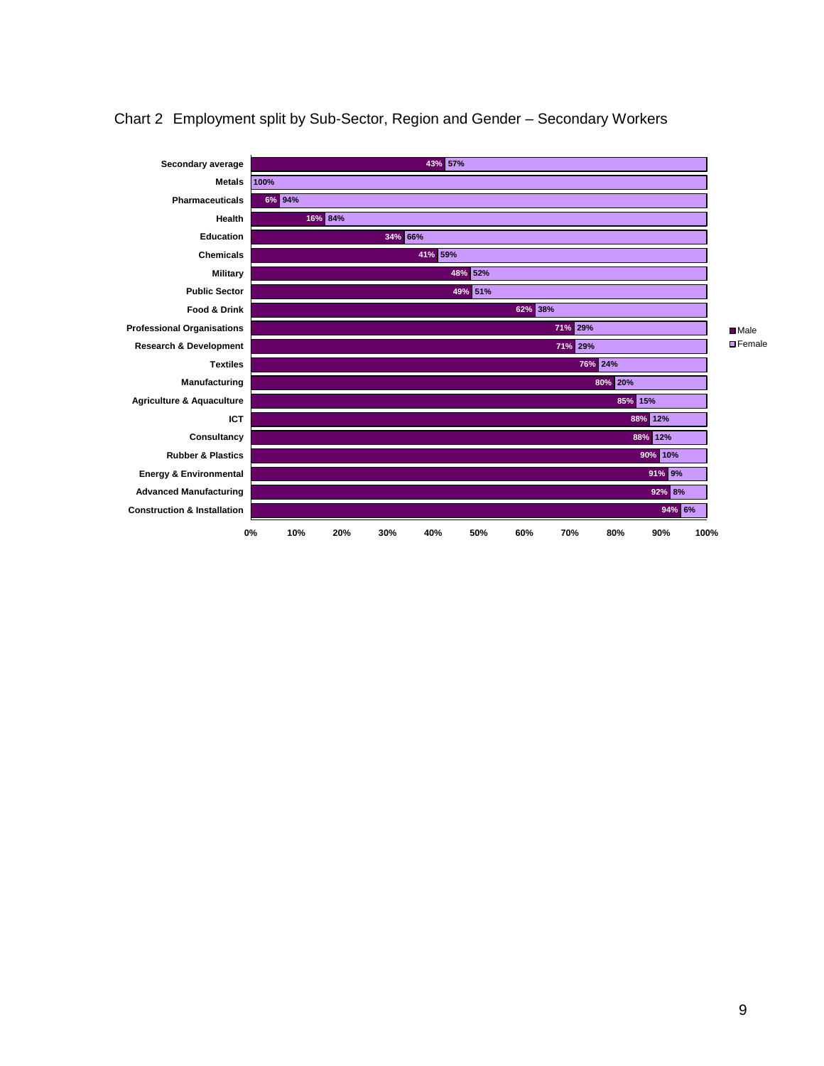Chart 2 Employment split by Sub-Sector, Region and Gender – Secondary Workers

Secondary average 43% 57%
Metals 100%
Pharmaceuticals 6% 94%
Health 16% 84%
Education 34% 66%
Chemicals 41% 59%
Military 48% 52%
Public Sector 49% 51%
Food & Drink 62% 38%
Professional Organisations 71% 29%
Research & Development 71% 29%
Textiles 76% 24%
Manufacturing 80% 20%
Agriculture & Aquaculture 85% 15%
ICT 88% 12%
Consultancy 88% 12%
Rubber & Plastics 90% 10%
Energy & Environmental 91% 9%
Advanced Manufacturing 92% 8%
Construction & Installation 94% 6%

0% 10% 20% 30% 40% 50% 60% 70% 80% 90% 100%

Male
Female